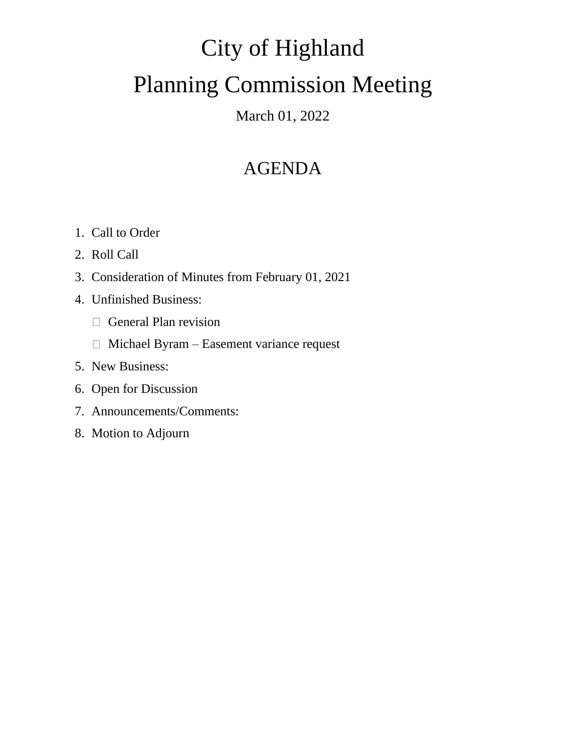# City of Highland

# Planning Commission Meeting

March 01, 2022

## AGENDA

1. Call to Order
2. Roll Call
3. Consideration of Minutes from February 01, 2021
4. Unfinished Business:
   - General Plan revision
   - Michael Byram – Easement variance request
5. New Business:
6. Open for Discussion
7. Announcements/Comments:
8. Motion to Adjourn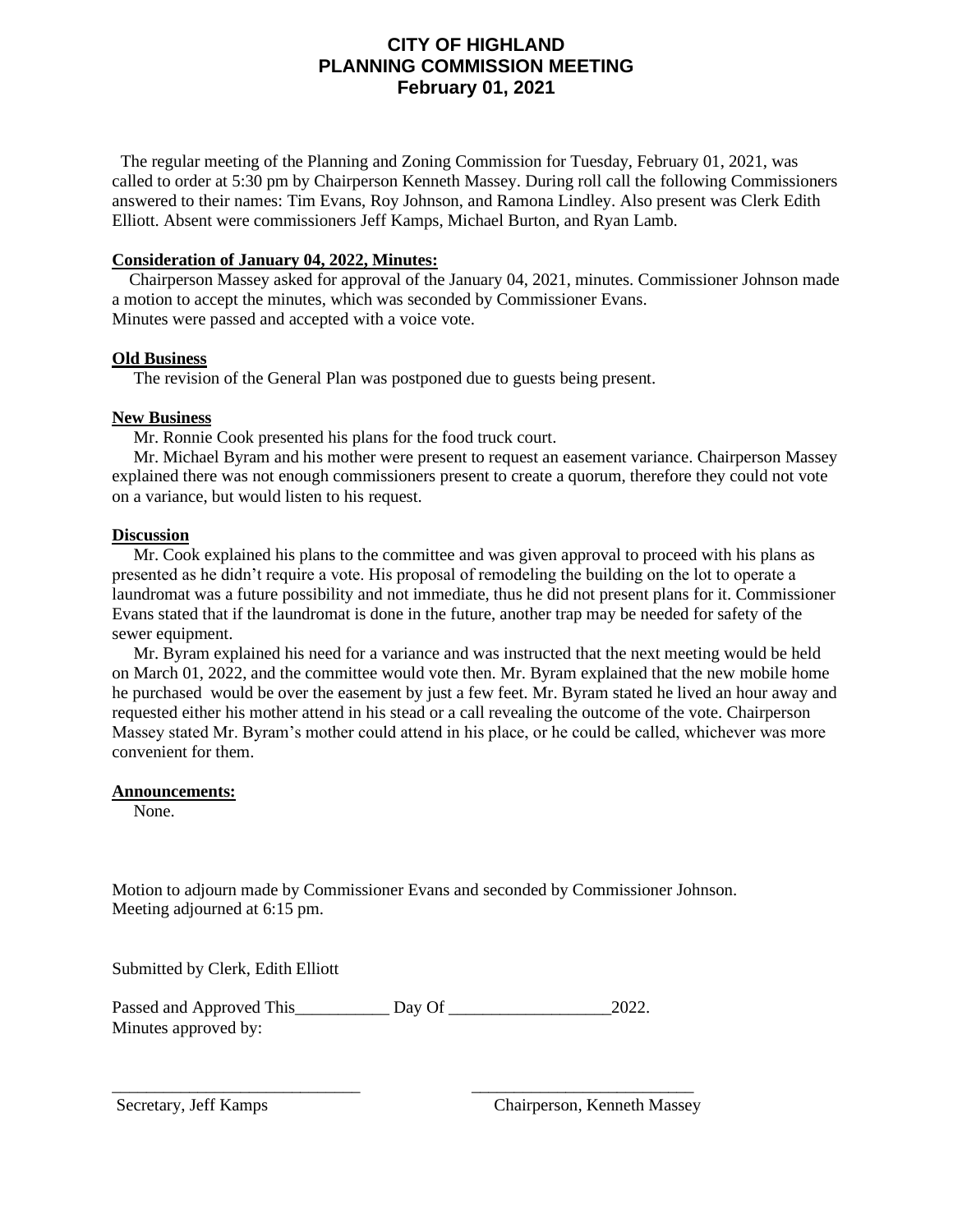# CITY OF HIGHLAND
# PLANNING COMMISSION MEETING
# February 01, 2021

The regular meeting of the Planning and Zoning Commission for Tuesday, February 01, 2021, was called to order at 5:30 pm by Chairperson Kenneth Massey. During roll call the following Commissioners answered to their names: Tim Evans, Roy Johnson, and Ramona Lindley. Also present was Clerk Edith Elliott. Absent were commissioners Jeff Kamps, Michael Burton, and Ryan Lamb.

**Consideration of January 04, 2022, Minutes:**

Chairperson Massey asked for approval of the January 04, 2021, minutes. Commissioner Johnson made a motion to accept the minutes, which was seconded by Commissioner Evans.
Minutes were passed and accepted with a voice vote.

**Old Business**

The revision of the General Plan was postponed due to guests being present.

**New Business**

Mr. Ronnie Cook presented his plans for the food truck court.

Mr. Michael Byram and his mother were present to request an easement variance. Chairperson Massey explained there was not enough commissioners present to create a quorum, therefore they could not vote on a variance, but would listen to his request.

**Discussion**

Mr. Cook explained his plans to the committee and was given approval to proceed with his plans as presented as he didn't require a vote. His proposal of remodeling the building on the lot to operate a laundromat was a future possibility and not immediate, thus he did not present plans for it. Commissioner Evans stated that if the laundromat is done in the future, another trap may be needed for safety of the sewer equipment.

Mr. Byram explained his need for a variance and was instructed that the next meeting would be held on March 01, 2022, and the committee would vote then. Mr. Byram explained that the new mobile home he purchased would be over the easement by just a few feet. Mr. Byram stated he lived an hour away and requested either his mother attend in his stead or a call revealing the outcome of the vote. Chairperson Massey stated Mr. Byram's mother could attend in his place, or he could be called, whichever was more convenient for them.

**Announcements:**

None.

Motion to adjourn made by Commissioner Evans and seconded by Commissioner Johnson.
Meeting adjourned at 6:15 pm.

Submitted by Clerk, Edith Elliott

Passed and Approved This___________ Day Of ___________________2022.
Minutes approved by:

_____________________________ Secretary, Jeff Kamps

_____________________________ Chairperson, Kenneth Massey